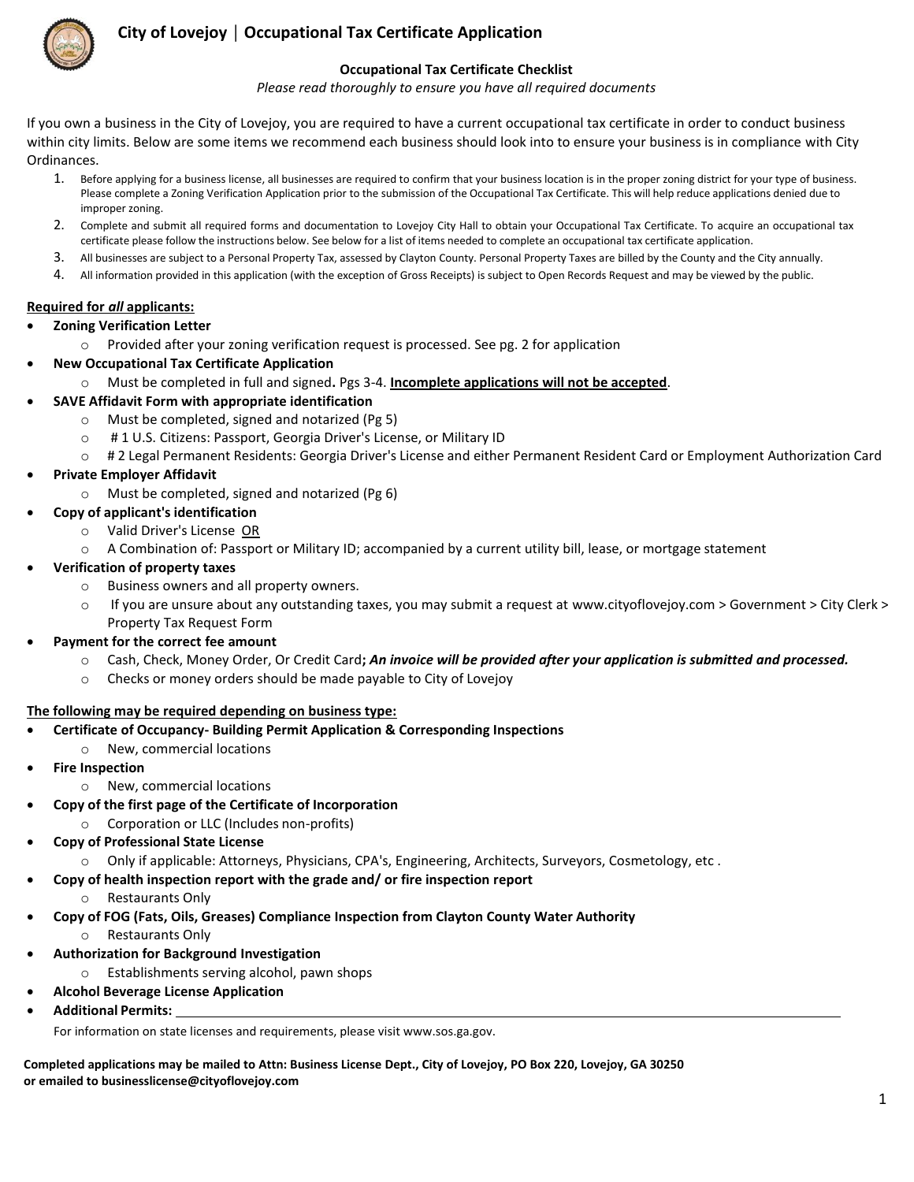# City of Lovejoy | Occupational Tax Certificate Application

## Occupational Tax Certificate Checklist

*Please read thoroughly to ensure you have all required documents*

If you own a business in the City of Lovejoy, you are required to have a current occupational tax certificate in order to conduct business within city limits. Below are some items we recommend each business should look into to ensure your business is in compliance with City Ordinances.

1. Before applying for a business license, all businesses are required to confirm that your business location is in the proper zoning district for your type of business. Please complete a Zoning Verification Application prior to the submission of the Occupational Tax Certificate. This will help reduce applications denied due to improper zoning.
2. Complete and submit all required forms and documentation to Lovejoy City Hall to obtain your Occupational Tax Certificate. To acquire an occupational tax certificate please follow the instructions below. See below for a list of items needed to complete an occupational tax certificate application.
3. All businesses are subject to a Personal Property Tax, assessed by Clayton County. Personal Property Taxes are billed by the County and the City annually.
4. All information provided in this application (with the exception of Gross Receipts) is subject to Open Records Request and may be viewed by the public.

**<u>Required for *all* applicants:</u>**

- **Zoning Verification Letter**
  - Provided after your zoning verification request is processed. See pg. 2 for application
- **New Occupational Tax Certificate Application**
  - Must be completed in full and signed**.** Pgs 3-4. **<u>Incomplete applications will not be accepted</u>**.
- **SAVE Affidavit Form with appropriate identification**
  - Must be completed, signed and notarized (Pg 5)
  - # 1 U.S. Citizens: Passport, Georgia Driver's License, or Military ID
  - # 2 Legal Permanent Residents: Georgia Driver's License and either Permanent Resident Card or Employment Authorization Card
- **Private Employer Affidavit**
  - Must be completed, signed and notarized (Pg 6)
- **Copy of applicant's identification**
  - Valid Driver's License <u>OR</u>
  - A Combination of: Passport or Military ID; accompanied by a current utility bill, lease, or mortgage statement
- **Verification of property taxes**
  - Business owners and all property owners.
  - If you are unsure about any outstanding taxes, you may submit a request at www.cityoflovejoy.com > Government > City Clerk > Property Tax Request Form
- **Payment for the correct fee amount**
  - Cash, Check, Money Order, Or Credit Card**; *An invoice will be provided after your application is submitted and processed.***
  - Checks or money orders should be made payable to City of Lovejoy

**<u>The following may be required depending on business type:</u>**

- **Certificate of Occupancy- Building Permit Application & Corresponding Inspections**
  - New, commercial locations
- **Fire Inspection**
  - New, commercial locations
- **Copy of the first page of the Certificate of Incorporation**
  - Corporation or LLC (Includes non-profits)
- **Copy of Professional State License**
  - Only if applicable: Attorneys, Physicians, CPA's, Engineering, Architects, Surveyors, Cosmetology, etc .
- **Copy of health inspection report with the grade and/ or fire inspection report**
  - Restaurants Only
- **Copy of FOG (Fats, Oils, Greases) Compliance Inspection from Clayton County Water Authority**
  - Restaurants Only
- **Authorization for Background Investigation**
  - Establishments serving alcohol, pawn shops
- **Alcohol Beverage License Application**
- **Additional Permits:** ______________________________

For information on state licenses and requirements, please visit www.sos.ga.gov.

**Completed applications may be mailed to Attn: Business License Dept., City of Lovejoy, PO Box 220, Lovejoy, GA 30250 or emailed to businesslicense@cityoflovejoy.com**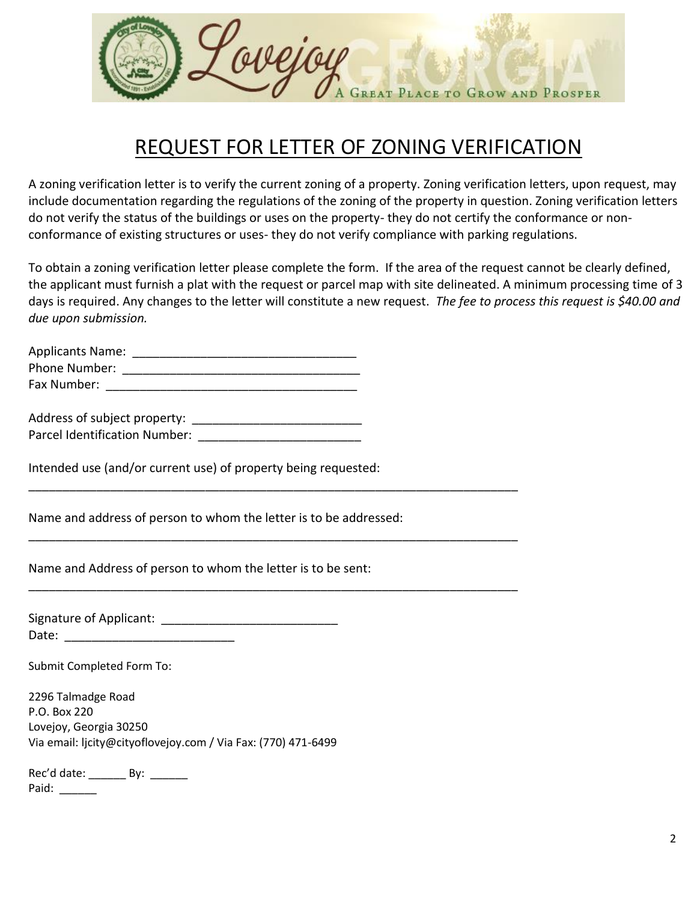# REQUEST FOR LETTER OF ZONING VERIFICATION

A zoning verification letter is to verify the current zoning of a property. Zoning verification letters, upon request, may include documentation regarding the regulations of the zoning of the property in question. Zoning verification letters do not verify the status of the buildings or uses on the property- they do not certify the conformance or non-conformance of existing structures or uses- they do not verify compliance with parking regulations.

To obtain a zoning verification letter please complete the form. If the area of the request cannot be clearly defined, the applicant must furnish a plat with the request or parcel map with site delineated. A minimum processing time of 3 days is required. Any changes to the letter will constitute a new request. *The fee to process this request is $40.00 and due upon submission.*

Applicants Name: ________________________________
Phone Number: __________________________________
Fax Number: ____________________________________

Address of subject property: ________________________
Parcel Identification Number: _______________________

Intended use (and/or current use) of property being requested:
______________________________________________________________________

Name and address of person to whom the letter is to be addressed:
______________________________________________________________________

Name and Address of person to whom the letter is to be sent:
______________________________________________________________________

Signature of Applicant: _________________________
Date: ________________________

Submit Completed Form To:

2296 Talmadge Road
P.O. Box 220
Lovejoy, Georgia 30250
Via email: ljcity@cityoflovejoy.com / Via Fax: (770) 471-6499

Rec'd date: ______ By: ______
Paid: ______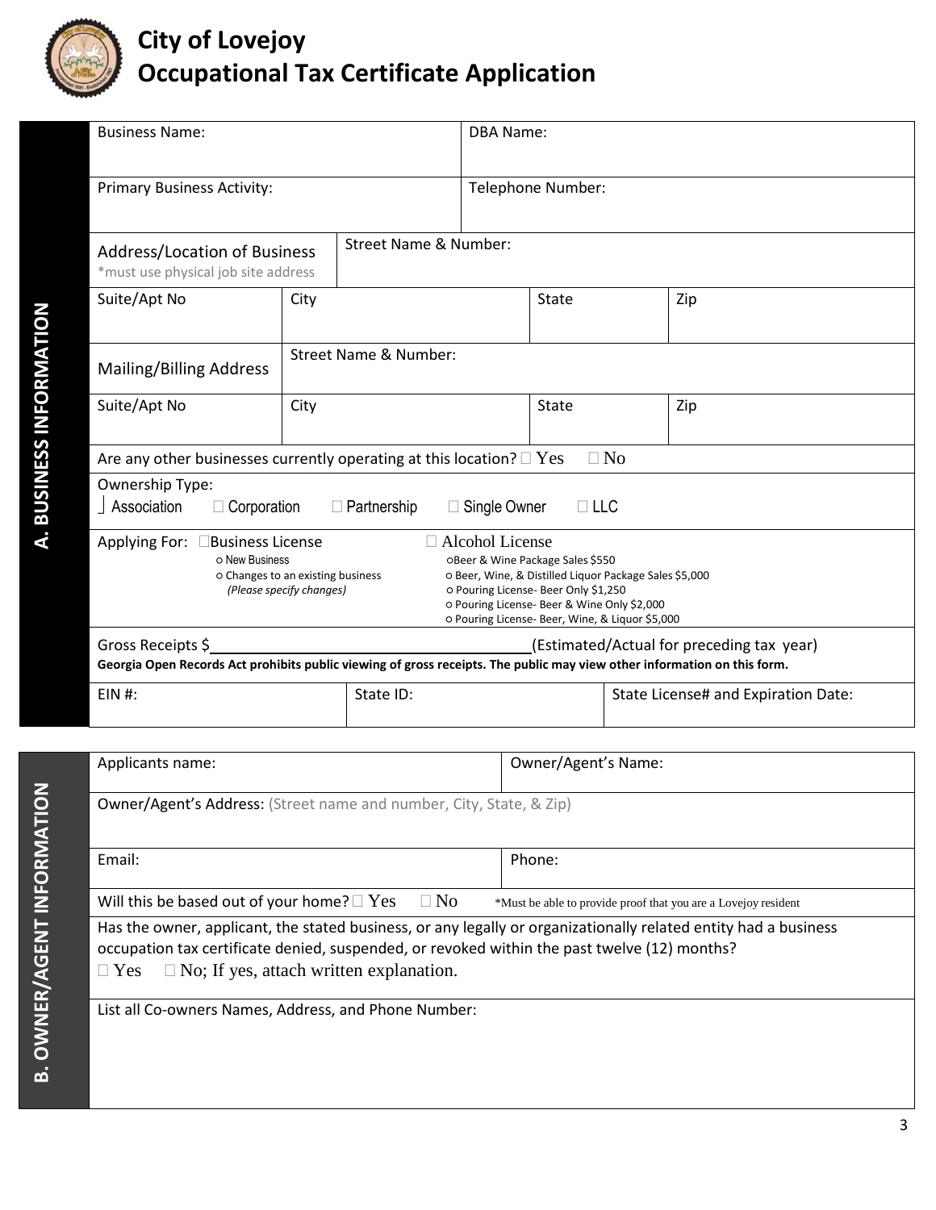# City of Lovejoy
# Occupational Tax Certificate Application

## A. BUSINESS INFORMATION

| Business Name: | DBA Name: |
|---|---|
| Primary Business Activity: | Telephone Number: |

| Address/Location of Business *must use physical job site address | Street Name & Number: | | |
|---|---|---|---|
| Suite/Apt No | City | State | Zip |
| Mailing/Billing Address | Street Name & Number: | | |
| Suite/Apt No | City | State | Zip |

Are any other businesses currently operating at this location? ☐ Yes ☐ No

Ownership Type:
☐ Association ☐ Corporation ☐ Partnership ☐ Single Owner ☐ LLC

Applying For: ☐ Business License
- New Business
- Changes to an existing business *(Please specify changes)*

☐ Alcohol License
- Beer & Wine Package Sales $550
- Beer, Wine, & Distilled Liquor Package Sales $5,000
- Pouring License- Beer Only $1,250
- Pouring License- Beer & Wine Only $2,000
- Pouring License- Beer, Wine, & Liquor $5,000

Gross Receipts $\_\_\_\_\_\_\_\_\_\_\_\_\_\_\_\_\_\_\_\_\_\_\_\_\_\_\_\_\_\_(Estimated/Actual for preceding tax year)

**Georgia Open Records Act prohibits public viewing of gross receipts. The public may view other information on this form.**

| EIN #: | State ID: | State License# and Expiration Date: |
|---|---|---|

## B. OWNER/AGENT INFORMATION

| Applicants name: | Owner/Agent's Name: |
|---|---|
| Owner/Agent's Address: (Street name and number, City, State, & Zip) | |
| Email: | Phone: |

Will this be based out of your home? ☐ Yes ☐ No *Must be able to provide proof that you are a Lovejoy resident

Has the owner, applicant, the stated business, or any legally or organizationally related entity had a business occupation tax certificate denied, suspended, or revoked within the past twelve (12) months?
☐ Yes ☐ No; If yes, attach written explanation.

List all Co-owners Names, Address, and Phone Number: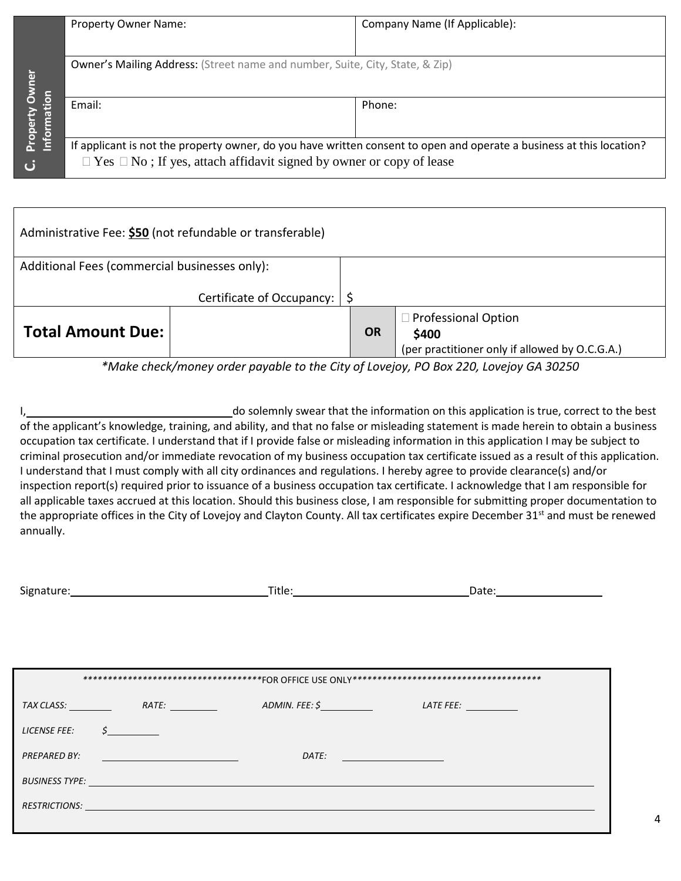| C. Property Owner Information | | |
| --- | --- | --- |
| | Property Owner Name: | Company Name (If Applicable): |
| | Owner's Mailing Address: (Street name and number, Suite, City, State, & Zip) | |
| | Email: | Phone: |
| | If applicable is not the property owner, do you have written consent to open and operate a business at this location? ☐ Yes ☐ No ; If yes, attach affidavit signed by owner or copy of lease | |

| Administrative Fee: **$50** (not refundable or transferable) | | | |
| --- | --- | --- | --- |
| Additional Fees (commercial businesses only): Certificate of Occupancy: | | $ | |
| **Total Amount Due:** | | **OR** | ☐ Professional Option **$400** (per practitioner only if allowed by O.C.G.A.) |

*\*Make check/money order payable to the City of Lovejoy, PO Box 220, Lovejoy GA 30250*

I, ______________________ do solemnly swear that the information on this application is true, correct to the best of the applicant's knowledge, training, and ability, and that no false or misleading statement is made herein to obtain a business occupation tax certificate. I understand that if I provide false or misleading information in this application I may be subject to criminal prosecution and/or immediate revocation of my business occupation tax certificate issued as a result of this application. I understand that I must comply with all city ordinances and regulations. I hereby agree to provide clearance(s) and/or inspection report(s) required prior to issuance of a business occupation tax certificate. I acknowledge that I am responsible for all applicable taxes accrued at this location. Should this business close, I am responsible for submitting proper documentation to the appropriate offices in the City of Lovejoy and Clayton County. All tax certificates expire December 31st and must be renewed annually.

Signature: ______________________ Title: ______________________ Date: ______________

************************************FOR OFFICE USE ONLY***************************************

*TAX CLASS:* ________ *RATE:* ________ *ADMIN. FEE: $* ________ *LATE FEE:* ________

*LICENSE FEE:* $ ________

*PREPARED BY:* ______________________ *DATE:* ______________

*BUSINESS TYPE:* ______________________________________________

*RESTRICTIONS:* ______________________________________________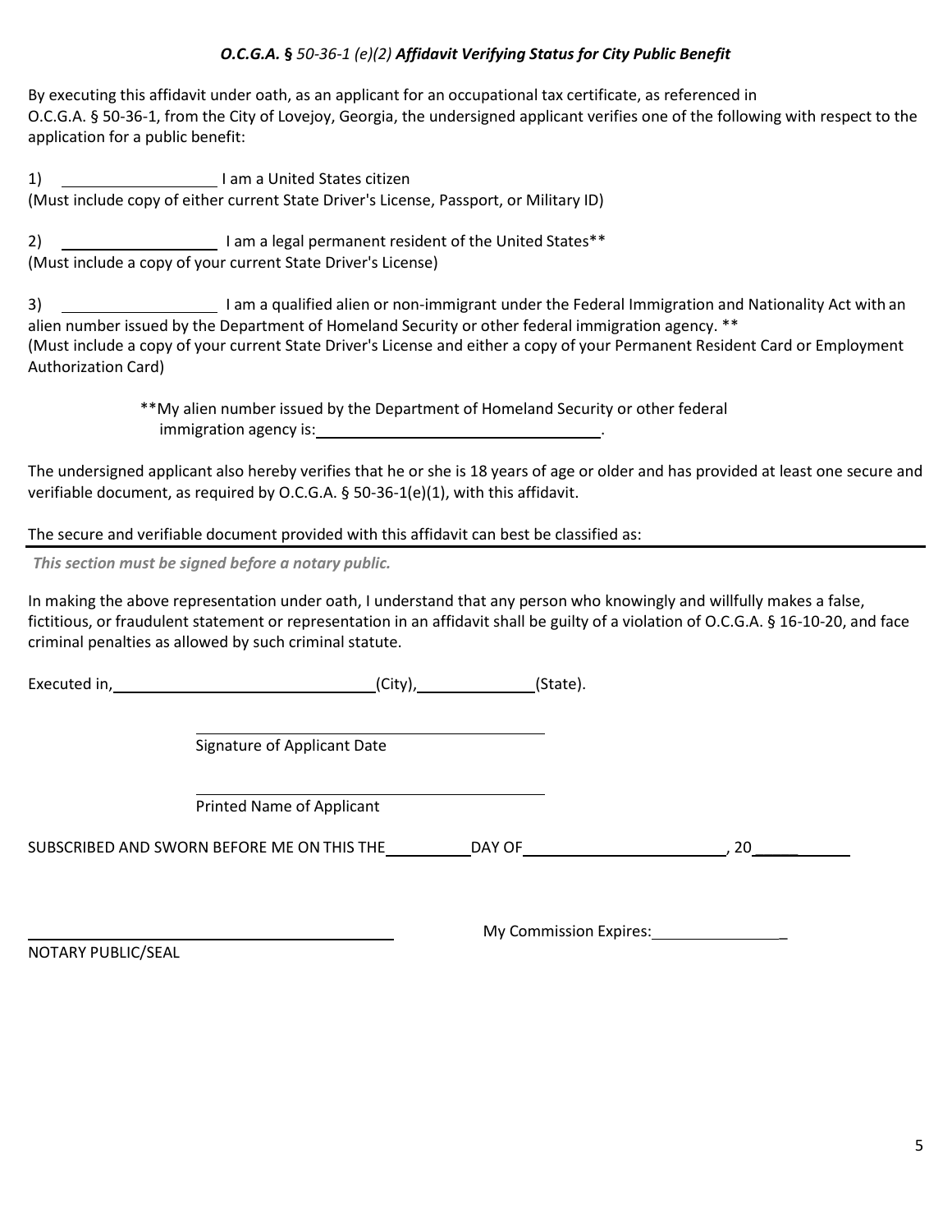***O.C.G.A. § 50-36-1 (e)(2) Affidavit Verifying Status for City Public Benefit***

By executing this affidavit under oath, as an applicant for an occupational tax certificate, as referenced in O.C.G.A. § 50-36-1, from the City of Lovejoy, Georgia, the undersigned applicant verifies one of the following with respect to the application for a public benefit:

1) ____________________ I am a United States citizen
(Must include copy of either current State Driver's License, Passport, or Military ID)

2) ____________________ I am a legal permanent resident of the United States**
(Must include a copy of your current State Driver's License)

3) ____________________ I am a qualified alien or non-immigrant under the Federal Immigration and Nationality Act with an alien number issued by the Department of Homeland Security or other federal immigration agency. **
(Must include a copy of your current State Driver's License and either a copy of your Permanent Resident Card or Employment Authorization Card)

**My alien number issued by the Department of Homeland Security or other federal immigration agency is:____________________________________.

The undersigned applicant also hereby verifies that he or she is 18 years of age or older and has provided at least one secure and verifiable document, as required by O.C.G.A. § 50-36-1(e)(1), with this affidavit.

The secure and verifiable document provided with this affidavit can best be classified as:

---

***This section must be signed before a notary public.***

In making the above representation under oath, I understand that any person who knowingly and willfully makes a false, fictitious, or fraudulent statement or representation in an affidavit shall be guilty of a violation of O.C.G.A. § 16-10-20, and face criminal penalties as allowed by such criminal statute.

Executed in, ________________________________(City), ______________(State).

_____________________________________________
Signature of Applicant Date

_____________________________________________
Printed Name of Applicant

SUBSCRIBED AND SWORN BEFORE ME ON THIS THE __________ DAY OF ________________________, 20____________

_____________________________________________
NOTARY PUBLIC/SEAL

My Commission Expires:________________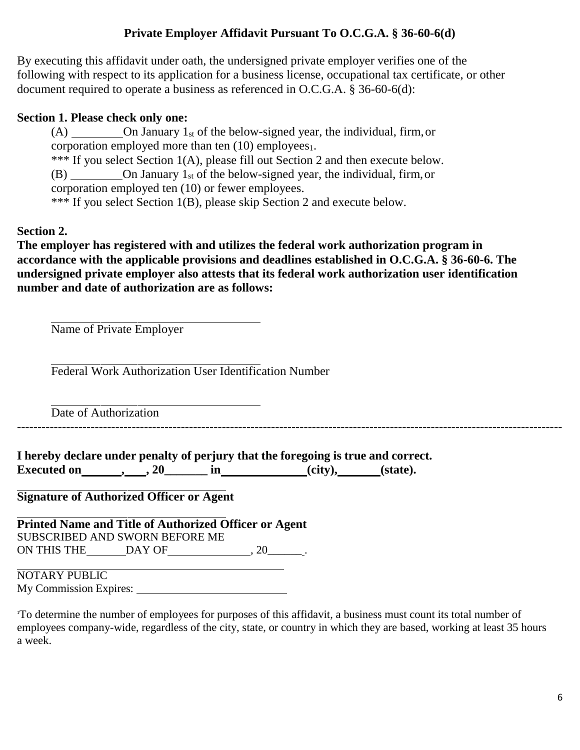## Private Employer Affidavit Pursuant To O.C.G.A. § 36-60-6(d)

By executing this affidavit under oath, the undersigned private employer verifies one of the following with respect to its application for a business license, occupational tax certificate, or other document required to operate a business as referenced in O.C.G.A. § 36-60-6(d):

**Section 1. Please check only one:**

(A) ________ On January 1st of the below-signed year, the individual, firm, or corporation employed more than ten (10) employees[1].

*** If you select Section 1(A), please fill out Section 2 and then execute below.

(B) ________ On January 1st of the below-signed year, the individual, firm, or corporation employed ten (10) or fewer employees.

*** If you select Section 1(B), please skip Section 2 and execute below.

**Section 2.**

**The employer has registered with and utilizes the federal work authorization program in accordance with the applicable provisions and deadlines established in O.C.G.A. § 36-60-6. The undersigned private employer also attests that its federal work authorization user identification number and date of authorization are as follows:**

______________________________
Name of Private Employer

______________________________
Federal Work Authorization User Identification Number

______________________________
Date of Authorization

------------------------------------------------------------------------------------------------------------------------------------

**I hereby declare under penalty of perjury that the foregoing is true and correct.**
**Executed on ______, ___, 20_______ in _____________ (city), _______ (state).**

______________________________
**Signature of Authorized Officer or Agent**

______________________________
**Printed Name and Title of Authorized Officer or Agent**

SUBSCRIBED AND SWORN BEFORE ME
ON THIS THE _______ DAY OF ______________, 20______.

______________________________
NOTARY PUBLIC
My Commission Expires: ______________________

[1] To determine the number of employees for purposes of this affidavit, a business must count its total number of employees company-wide, regardless of the city, state, or country in which they are based, working at least 35 hours a week.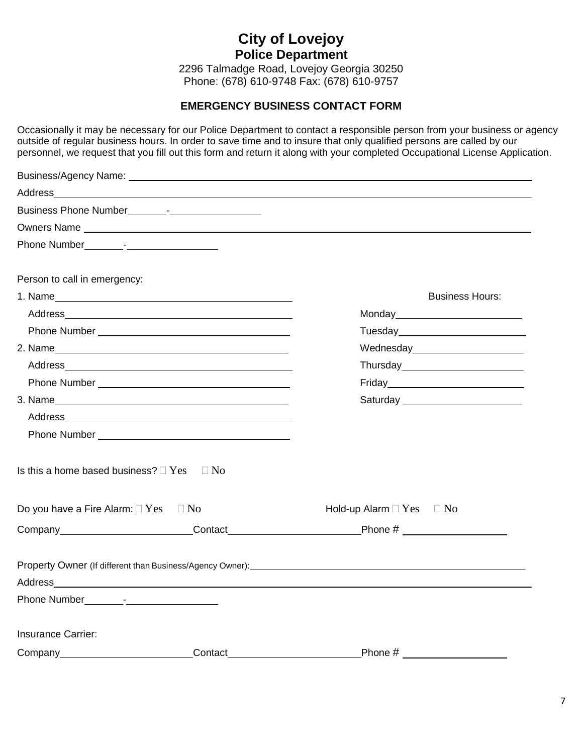# City of Lovejoy
## Police Department

2296 Talmadge Road, Lovejoy Georgia 30250
Phone: (678) 610-9748 Fax: (678) 610-9757

### EMERGENCY BUSINESS CONTACT FORM

Occasionally it may be necessary for our Police Department to contact a responsible person from your business or agency outside of regular business hours. In order to save time and to insure that only qualified persons are called by our personnel, we request that you fill out this form and return it along with your completed Occupational License Application.

Business/Agency Name: ____________________

Address____________________

Business Phone Number______-______________

Owners Name ____________________

Phone Number______-______________

Person to call in emergency:

1. Name____________________
   Address____________________
   Phone Number ____________________
2. Name____________________
   Address____________________
   Phone Number ____________________
3. Name____________________
   Address____________________
   Phone Number ____________________

Business Hours:

Monday____________________

Tuesday____________________

Wednesday____________________

Thursday____________________

Friday____________________

Saturday ____________________

Is this a home based business? ☐ Yes ☐ No

Do you have a Fire Alarm: ☐ Yes ☐ No

Hold-up Alarm ☐ Yes ☐ No

Company____________________Contact____________________Phone # ____________________

Property Owner (If different than Business/Agency Owner):____________________

Address____________________

Phone Number______-______________

Insurance Carrier:

Company____________________Contact____________________Phone # ____________________